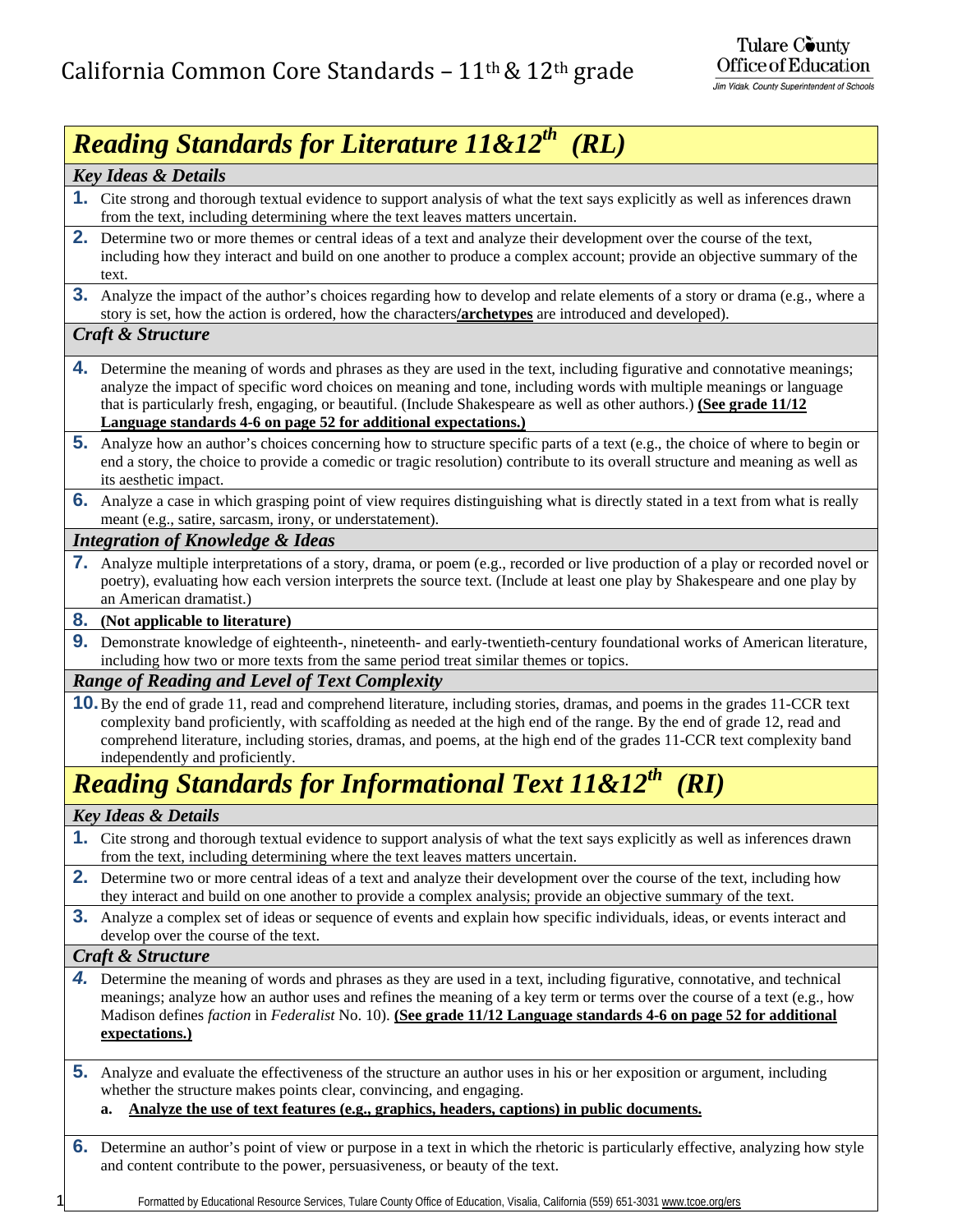# California Common Core Standards – 11th & 12th grade

Tulare County Office of Education
*Jim Vidak, County Superintendent of Schools*

## *Reading Standards for Literature 11&12th (RL)*

### *Key Ideas & Details*

1. Cite strong and thorough textual evidence to support analysis of what the text says explicitly as well as inferences drawn from the text, including determining where the text leaves matters uncertain.
2. Determine two or more themes or central ideas of a text and analyze their development over the course of the text, including how they interact and build on one another to produce a complex account; provide an objective summary of the text.
3. Analyze the impact of the author's choices regarding how to develop and relate elements of a story or drama (e.g., where a story is set, how the action is ordered, how the characters**/archetypes** are introduced and developed).

### *Craft & Structure*

4. Determine the meaning of words and phrases as they are used in the text, including figurative and connotative meanings; analyze the impact of specific word choices on meaning and tone, including words with multiple meanings or language that is particularly fresh, engaging, or beautiful. (Include Shakespeare as well as other authors.) **(See grade 11/12 Language standards 4-6 on page 52 for additional expectations.)**
5. Analyze how an author's choices concerning how to structure specific parts of a text (e.g., the choice of where to begin or end a story, the choice to provide a comedic or tragic resolution) contribute to its overall structure and meaning as well as its aesthetic impact.
6. Analyze a case in which grasping point of view requires distinguishing what is directly stated in a text from what is really meant (e.g., satire, sarcasm, irony, or understatement).

### *Integration of Knowledge & Ideas*

7. Analyze multiple interpretations of a story, drama, or poem (e.g., recorded or live production of a play or recorded novel or poetry), evaluating how each version interprets the source text. (Include at least one play by Shakespeare and one play by an American dramatist.)
8. **(Not applicable to literature)**
9. Demonstrate knowledge of eighteenth-, nineteenth- and early-twentieth-century foundational works of American literature, including how two or more texts from the same period treat similar themes or topics.

### *Range of Reading and Level of Text Complexity*

10. By the end of grade 11, read and comprehend literature, including stories, dramas, and poems in the grades 11-CCR text complexity band proficiently, with scaffolding as needed at the high end of the range. By the end of grade 12, read and comprehend literature, including stories, dramas, and poems, at the high end of the grades 11-CCR text complexity band independently and proficiently.

## *Reading Standards for Informational Text 11&12th (RI)*

### *Key Ideas & Details*

1. Cite strong and thorough textual evidence to support analysis of what the text says explicitly as well as inferences drawn from the text, including determining where the text leaves matters uncertain.
2. Determine two or more central ideas of a text and analyze their development over the course of the text, including how they interact and build on one another to provide a complex analysis; provide an objective summary of the text.
3. Analyze a complex set of ideas or sequence of events and explain how specific individuals, ideas, or events interact and develop over the course of the text.

### *Craft & Structure*

4. Determine the meaning of words and phrases as they are used in a text, including figurative, connotative, and technical meanings; analyze how an author uses and refines the meaning of a key term or terms over the course of a text (e.g., how Madison defines *faction* in *Federalist* No. 10). **(See grade 11/12 Language standards 4-6 on page 52 for additional expectations.)**
5. Analyze and evaluate the effectiveness of the structure an author uses in his or her exposition or argument, including whether the structure makes points clear, convincing, and engaging.
   a. **Analyze the use of text features (e.g., graphics, headers, captions) in public documents.**
6. Determine an author's point of view or purpose in a text in which the rhetoric is particularly effective, analyzing how style and content contribute to the power, persuasiveness, or beauty of the text.

Formatted by Educational Resource Services, Tulare County Office of Education, Visalia, California (559) 651-3031 www.tcoe.org/ers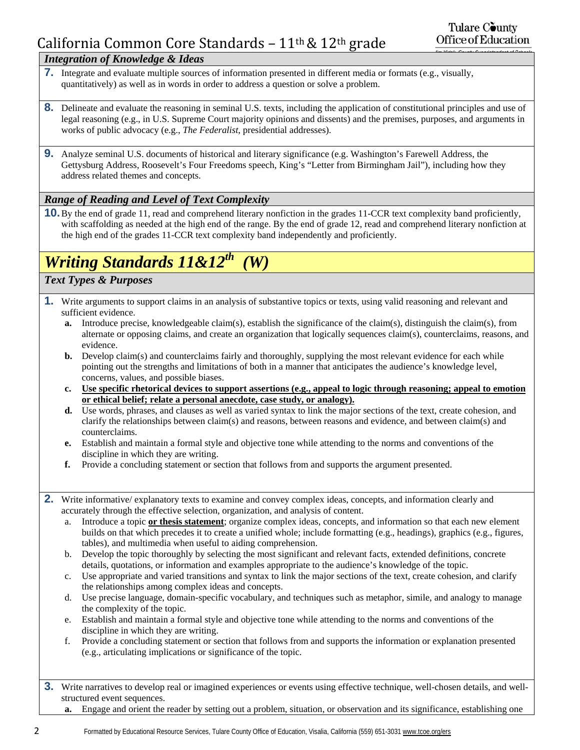### *Integration of Knowledge & Ideas*

**7.** Integrate and evaluate multiple sources of information presented in different media or formats (e.g., visually, quantitatively) as well as in words in order to address a question or solve a problem.

**8.** Delineate and evaluate the reasoning in seminal U.S. texts, including the application of constitutional principles and use of legal reasoning (e.g., in U.S. Supreme Court majority opinions and dissents) and the premises, purposes, and arguments in works of public advocacy (e.g., *The Federalist*, presidential addresses).

**9.** Analyze seminal U.S. documents of historical and literary significance (e.g. Washington's Farewell Address, the Gettysburg Address, Roosevelt's Four Freedoms speech, King's "Letter from Birmingham Jail"), including how they address related themes and concepts.

### *Range of Reading and Level of Text Complexity*

**10.** By the end of grade 11, read and comprehend literary nonfiction in the grades 11-CCR text complexity band proficiently, with scaffolding as needed at the high end of the range. By the end of grade 12, read and comprehend literary nonfiction at the high end of the grades 11-CCR text complexity band independently and proficiently.

# *Writing Standards 11&12th (W)*

### *Text Types & Purposes*

**1.** Write arguments to support claims in an analysis of substantive topics or texts, using valid reasoning and relevant and sufficient evidence.

- **a.** Introduce precise, knowledgeable claim(s), establish the significance of the claim(s), distinguish the claim(s), from alternate or opposing claims, and create an organization that logically sequences claim(s), counterclaims, reasons, and evidence.
- **b.** Develop claim(s) and counterclaims fairly and thoroughly, supplying the most relevant evidence for each while pointing out the strengths and limitations of both in a manner that anticipates the audience's knowledge level, concerns, values, and possible biases.
- **c.** **<u>Use specific rhetorical devices to support assertions (e.g., appeal to logic through reasoning; appeal to emotion or ethical belief; relate a personal anecdote, case study, or analogy).</u>**
- **d.** Use words, phrases, and clauses as well as varied syntax to link the major sections of the text, create cohesion, and clarify the relationships between claim(s) and reasons, between reasons and evidence, and between claim(s) and counterclaims.
- **e.** Establish and maintain a formal style and objective tone while attending to the norms and conventions of the discipline in which they are writing.
- **f.** Provide a concluding statement or section that follows from and supports the argument presented.

**2.** Write informative/ explanatory texts to examine and convey complex ideas, concepts, and information clearly and accurately through the effective selection, organization, and analysis of content.

- a. Introduce a topic **<u>or thesis statement</u>**; organize complex ideas, concepts, and information so that each new element builds on that which precedes it to create a unified whole; include formatting (e.g., headings), graphics (e.g., figures, tables), and multimedia when useful to aiding comprehension.
- b. Develop the topic thoroughly by selecting the most significant and relevant facts, extended definitions, concrete details, quotations, or information and examples appropriate to the audience's knowledge of the topic.
- c. Use appropriate and varied transitions and syntax to link the major sections of the text, create cohesion, and clarify the relationships among complex ideas and concepts.
- d. Use precise language, domain-specific vocabulary, and techniques such as metaphor, simile, and analogy to manage the complexity of the topic.
- e. Establish and maintain a formal style and objective tone while attending to the norms and conventions of the discipline in which they are writing.
- f. Provide a concluding statement or section that follows from and supports the information or explanation presented (e.g., articulating implications or significance of the topic.

**3.** Write narratives to develop real or imagined experiences or events using effective technique, well-chosen details, and well-structured event sequences.

- **a.** Engage and orient the reader by setting out a problem, situation, or observation and its significance, establishing one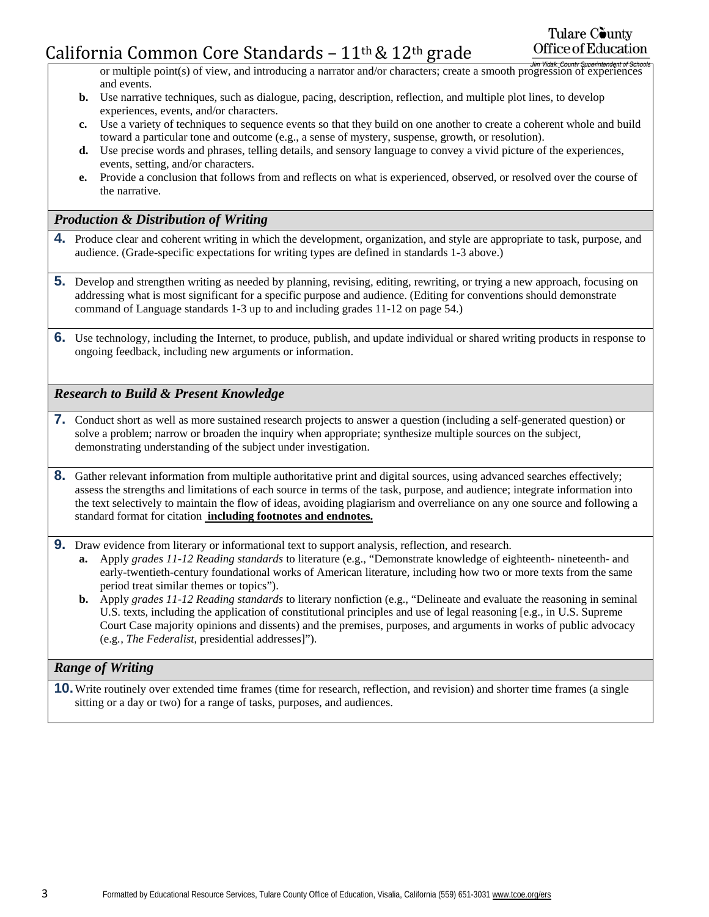or multiple point(s) of view, and introducing a narrator and/or characters; create a smooth progression of experiences and events.

**b.** Use narrative techniques, such as dialogue, pacing, description, reflection, and multiple plot lines, to develop experiences, events, and/or characters.

**c.** Use a variety of techniques to sequence events so that they build on one another to create a coherent whole and build toward a particular tone and outcome (e.g., a sense of mystery, suspense, growth, or resolution).

**d.** Use precise words and phrases, telling details, and sensory language to convey a vivid picture of the experiences, events, setting, and/or characters.

**e.** Provide a conclusion that follows from and reflects on what is experienced, observed, or resolved over the course of the narrative.

### *Production & Distribution of Writing*

**4.** Produce clear and coherent writing in which the development, organization, and style are appropriate to task, purpose, and audience. (Grade-specific expectations for writing types are defined in standards 1-3 above.)

**5.** Develop and strengthen writing as needed by planning, revising, editing, rewriting, or trying a new approach, focusing on addressing what is most significant for a specific purpose and audience. (Editing for conventions should demonstrate command of Language standards 1-3 up to and including grades 11-12 on page 54.)

**6.** Use technology, including the Internet, to produce, publish, and update individual or shared writing products in response to ongoing feedback, including new arguments or information.

### *Research to Build & Present Knowledge*

**7.** Conduct short as well as more sustained research projects to answer a question (including a self-generated question) or solve a problem; narrow or broaden the inquiry when appropriate; synthesize multiple sources on the subject, demonstrating understanding of the subject under investigation.

**8.** Gather relevant information from multiple authoritative print and digital sources, using advanced searches effectively; assess the strengths and limitations of each source in terms of the task, purpose, and audience; integrate information into the text selectively to maintain the flow of ideas, avoiding plagiarism and overreliance on any one source and following a standard format for citation **including footnotes and endnotes.**

**9.** Draw evidence from literary or informational text to support analysis, reflection, and research.

**a.** Apply *grades 11-12 Reading standards* to literature (e.g., "Demonstrate knowledge of eighteenth- nineteenth- and early-twentieth-century foundational works of American literature, including how two or more texts from the same period treat similar themes or topics").

**b.** Apply *grades 11-12 Reading standards* to literary nonfiction (e.g., "Delineate and evaluate the reasoning in seminal U.S. texts, including the application of constitutional principles and use of legal reasoning [e.g., in U.S. Supreme Court Case majority opinions and dissents) and the premises, purposes, and arguments in works of public advocacy (e.g., *The Federalist*, presidential addresses]").

### *Range of Writing*

**10.** Write routinely over extended time frames (time for research, reflection, and revision) and shorter time frames (a single sitting or a day or two) for a range of tasks, purposes, and audiences.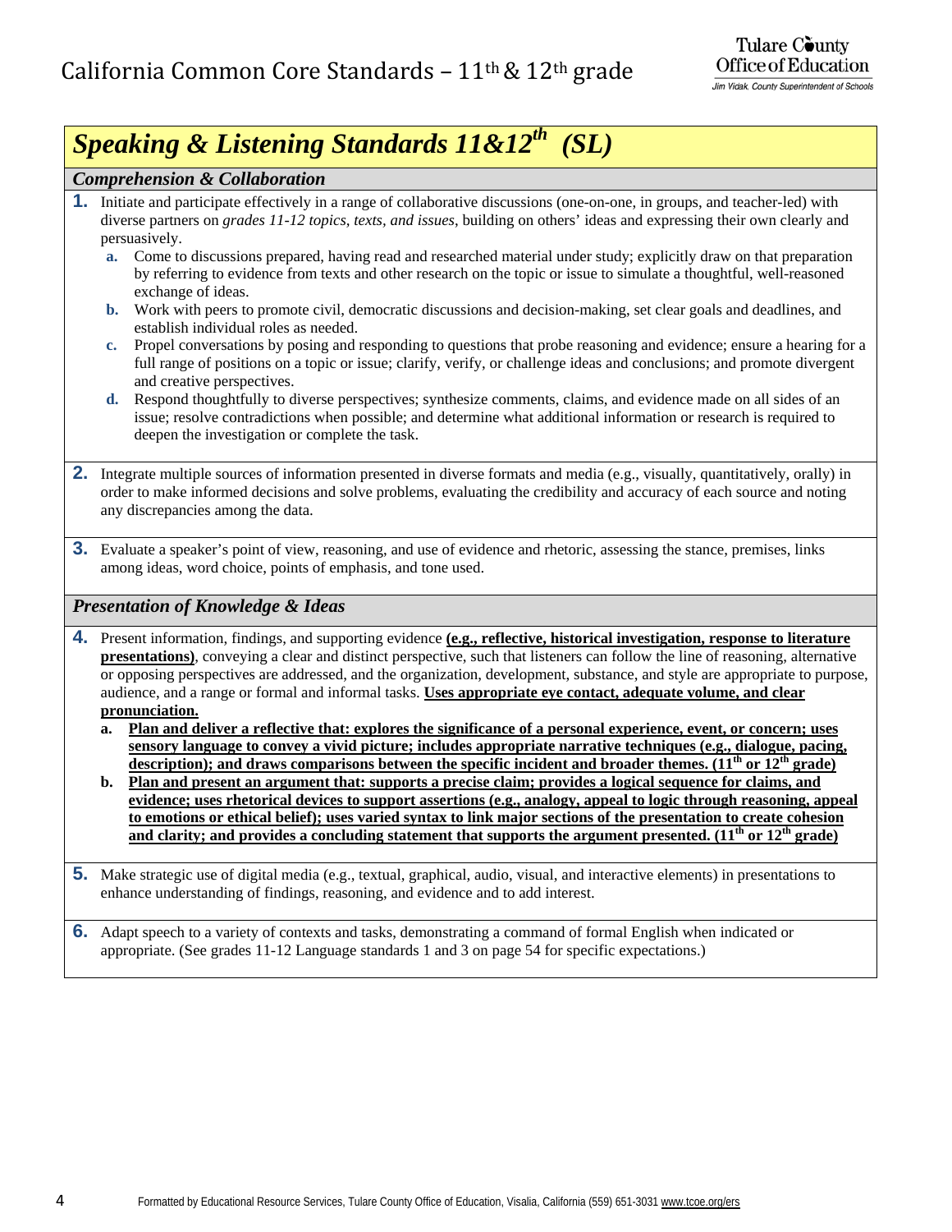# California Common Core Standards – 11th & 12th grade

## *Speaking & Listening Standards 11&12th (SL)*

### *Comprehension & Collaboration*

1. Initiate and participate effectively in a range of collaborative discussions (one-on-one, in groups, and teacher-led) with diverse partners on *grades 11-12 topics, texts, and issues*, building on others' ideas and expressing their own clearly and persuasively.
   a. Come to discussions prepared, having read and researched material under study; explicitly draw on that preparation by referring to evidence from texts and other research on the topic or issue to simulate a thoughtful, well-reasoned exchange of ideas.
   b. Work with peers to promote civil, democratic discussions and decision-making, set clear goals and deadlines, and establish individual roles as needed.
   c. Propel conversations by posing and responding to questions that probe reasoning and evidence; ensure a hearing for a full range of positions on a topic or issue; clarify, verify, or challenge ideas and conclusions; and promote divergent and creative perspectives.
   d. Respond thoughtfully to diverse perspectives; synthesize comments, claims, and evidence made on all sides of an issue; resolve contradictions when possible; and determine what additional information or research is required to deepen the investigation or complete the task.

2. Integrate multiple sources of information presented in diverse formats and media (e.g., visually, quantitatively, orally) in order to make informed decisions and solve problems, evaluating the credibility and accuracy of each source and noting any discrepancies among the data.

3. Evaluate a speaker's point of view, reasoning, and use of evidence and rhetoric, assessing the stance, premises, links among ideas, word choice, points of emphasis, and tone used.

### *Presentation of Knowledge & Ideas*

4. Present information, findings, and supporting evidence **(e.g., reflective, historical investigation, response to literature presentations)**, conveying a clear and distinct perspective, such that listeners can follow the line of reasoning, alternative or opposing perspectives are addressed, and the organization, development, substance, and style are appropriate to purpose, audience, and a range or formal and informal tasks. **Uses appropriate eye contact, adequate volume, and clear pronunciation.**
   a. **Plan and deliver a reflective that: explores the significance of a personal experience, event, or concern; uses sensory language to convey a vivid picture; includes appropriate narrative techniques (e.g., dialogue, pacing, description); and draws comparisons between the specific incident and broader themes. (11th or 12th grade)**
   b. **Plan and present an argument that: supports a precise claim; provides a logical sequence for claims, and evidence; uses rhetorical devices to support assertions (e.g., analogy, appeal to logic through reasoning, appeal to emotions or ethical belief); uses varied syntax to link major sections of the presentation to create cohesion and clarity; and provides a concluding statement that supports the argument presented. (11th or 12th grade)**

5. Make strategic use of digital media (e.g., textual, graphical, audio, visual, and interactive elements) in presentations to enhance understanding of findings, reasoning, and evidence and to add interest.

6. Adapt speech to a variety of contexts and tasks, demonstrating a command of formal English when indicated or appropriate. (See grades 11-12 Language standards 1 and 3 on page 54 for specific expectations.)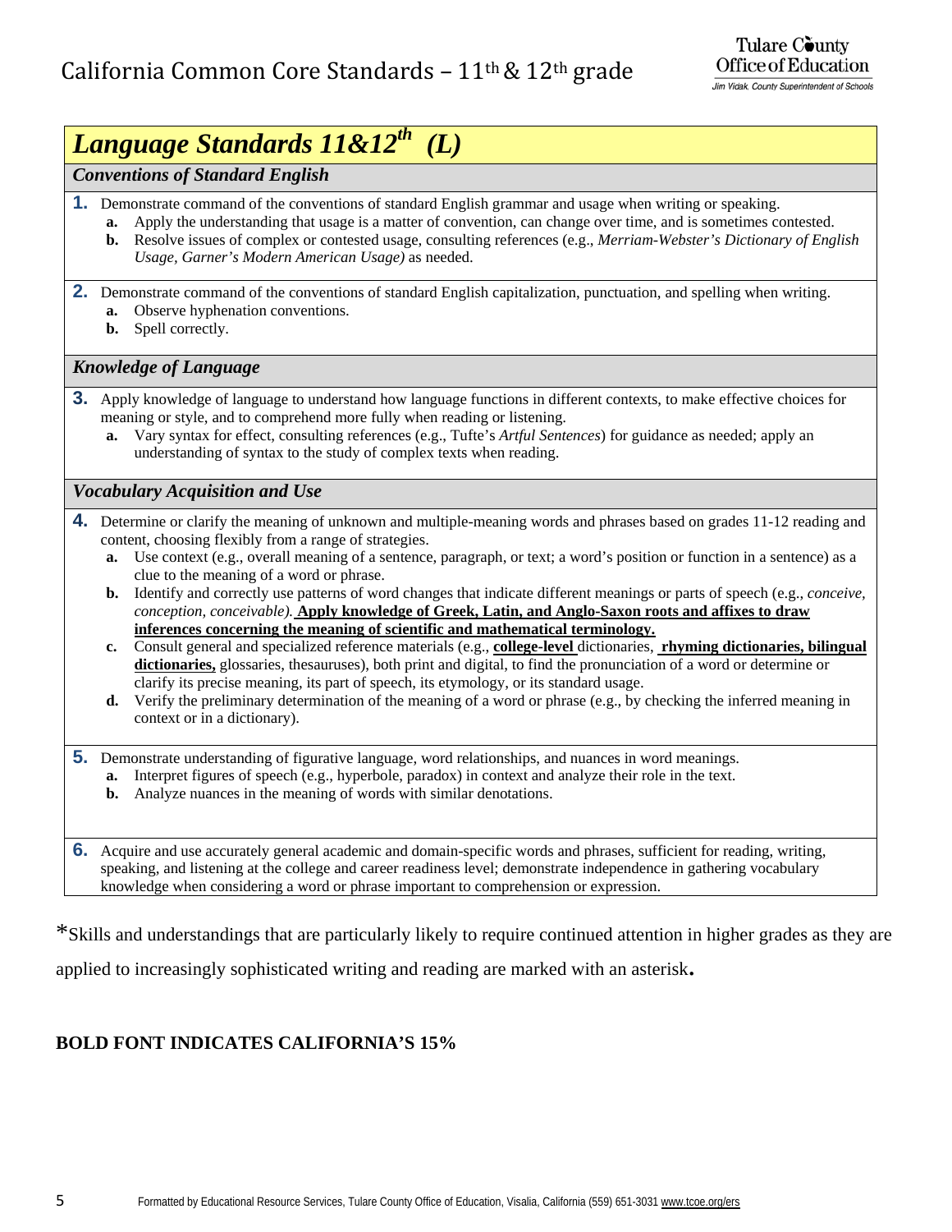# California Common Core Standards – 11th & 12th grade

## Language Standards 11&12th (L)

### Conventions of Standard English

1. Demonstrate command of the conventions of standard English grammar and usage when writing or speaking.
   - **a.** Apply the understanding that usage is a matter of convention, can change over time, and is sometimes contested.
   - **b.** Resolve issues of complex or contested usage, consulting references (e.g., *Merriam-Webster's Dictionary of English Usage, Garner's Modern American Usage)* as needed.

2. Demonstrate command of the conventions of standard English capitalization, punctuation, and spelling when writing.
   - **a.** Observe hyphenation conventions.
   - **b.** Spell correctly.

### Knowledge of Language

3. Apply knowledge of language to understand how language functions in different contexts, to make effective choices for meaning or style, and to comprehend more fully when reading or listening.
   - **a.** Vary syntax for effect, consulting references (e.g., Tufte's *Artful Sentences*) for guidance as needed; apply an understanding of syntax to the study of complex texts when reading.

### Vocabulary Acquisition and Use

4. Determine or clarify the meaning of unknown and multiple-meaning words and phrases based on grades 11-12 reading and content, choosing flexibly from a range of strategies.
   - **a.** Use context (e.g., overall meaning of a sentence, paragraph, or text; a word's position or function in a sentence) as a clue to the meaning of a word or phrase.
   - **b.** Identify and correctly use patterns of word changes that indicate different meanings or parts of speech (e.g., *conceive, conception, conceivable).* **Apply knowledge of Greek, Latin, and Anglo-Saxon roots and affixes to draw inferences concerning the meaning of scientific and mathematical terminology.**
   - **c.** Consult general and specialized reference materials (e.g., **college-level** dictionaries, **rhyming dictionaries, bilingual dictionaries,** glossaries, thesauruses), both print and digital, to find the pronunciation of a word or determine or clarify its precise meaning, its part of speech, its etymology, or its standard usage.
   - **d.** Verify the preliminary determination of the meaning of a word or phrase (e.g., by checking the inferred meaning in context or in a dictionary).

5. Demonstrate understanding of figurative language, word relationships, and nuances in word meanings.
   - **a.** Interpret figures of speech (e.g., hyperbole, paradox) in context and analyze their role in the text.
   - **b.** Analyze nuances in the meaning of words with similar denotations.

6. Acquire and use accurately general academic and domain-specific words and phrases, sufficient for reading, writing, speaking, and listening at the college and career readiness level; demonstrate independence in gathering vocabulary knowledge when considering a word or phrase important to comprehension or expression.

*Skills and understandings that are particularly likely to require continued attention in higher grades as they are applied to increasingly sophisticated writing and reading are marked with an asterisk.

**BOLD FONT INDICATES CALIFORNIA'S 15%**